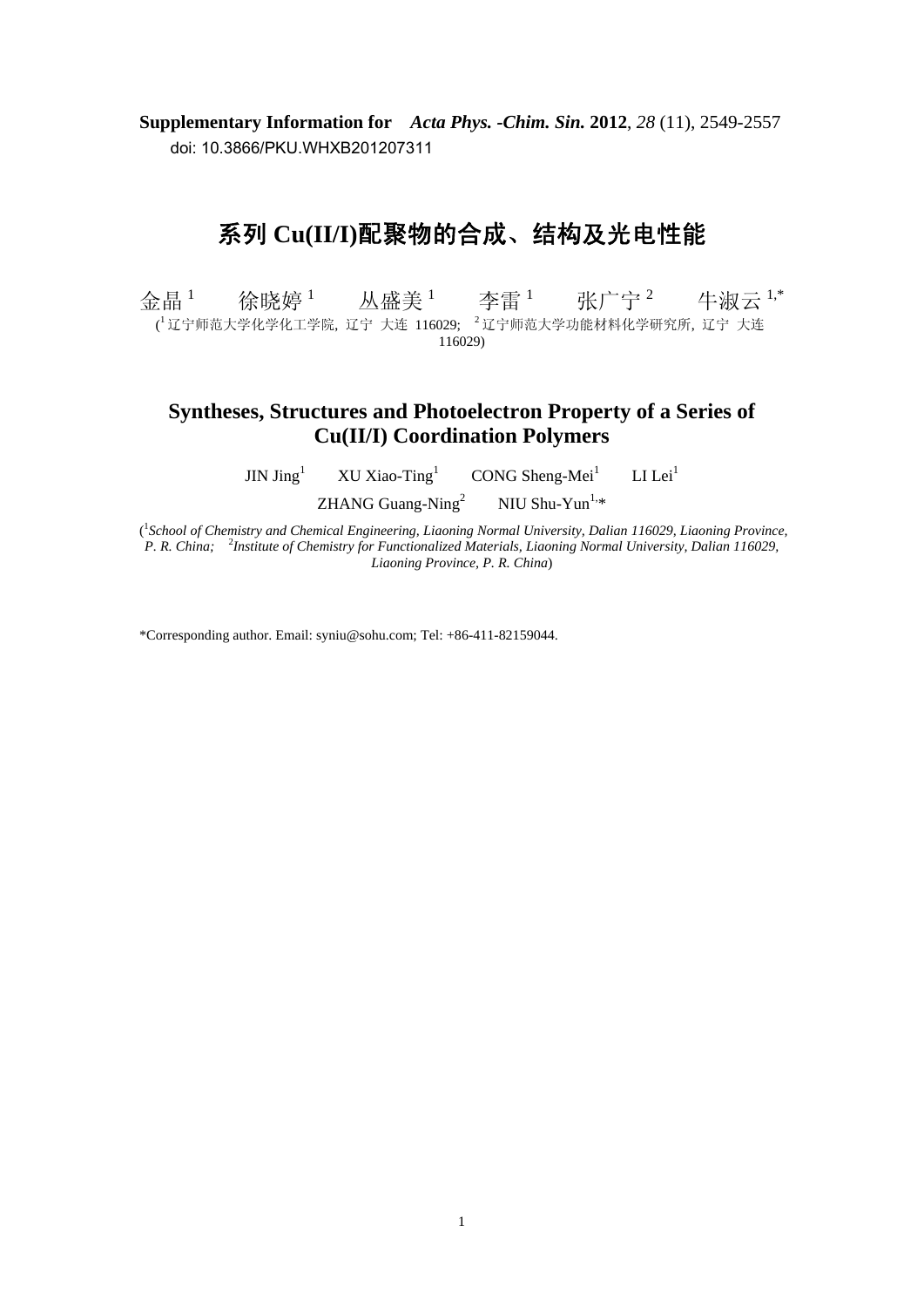**Supplementary Information for** ***Acta Phys. -Chim. Sin.*** **2012**, *28* (11), 2549-2557
doi: 10.3866/PKU.WHXB201207311

# 系列 Cu(II/I)配聚物的合成、结构及光电性能

金晶[1]　徐晓婷[1]　丛盛美[1]　李雷[1]　张广宁[2]　牛淑云[1,*]

([1]辽宁师范大学化学化工学院，辽宁 大连 116029;　[2]辽宁师范大学功能材料化学研究所，辽宁 大连 116029)

# Syntheses, Structures and Photoelectron Property of a Series of Cu(II/I) Coordination Polymers

JIN Jing[1]　XU Xiao-Ting[1]　CONG Sheng-Mei[1]　LI Lei[1]

ZHANG Guang-Ning[2]　NIU Shu-Yun[1,*]

([1]*School of Chemistry and Chemical Engineering, Liaoning Normal University, Dalian 116029, Liaoning Province, P. R. China;*　[2]*Institute of Chemistry for Functionalized Materials, Liaoning Normal University, Dalian 116029, Liaoning Province, P. R. China*)

*Corresponding author. Email: syniu@sohu.com; Tel: +86-411-82159044.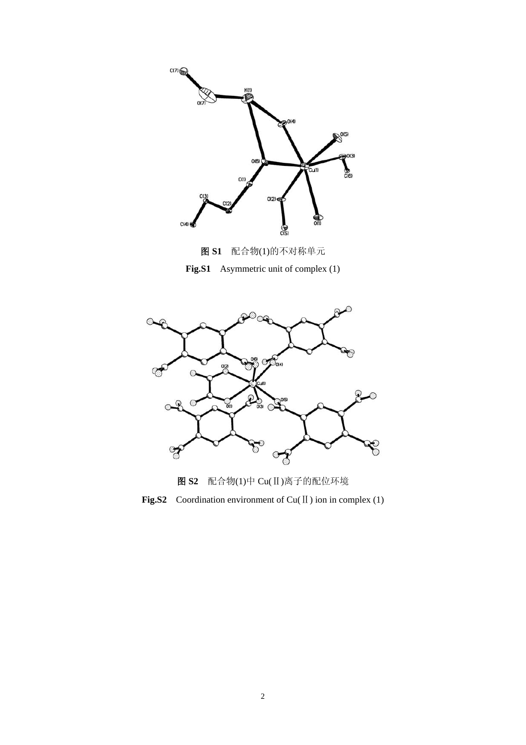**图 S1**　配合物(1)的不对称单元

**Fig.S1**　Asymmetric unit of complex (1)

**图 S2**　配合物(1)中 Cu(Ⅱ)离子的配位环境

**Fig.S2**　Coordination environment of Cu(Ⅱ) ion in complex (1)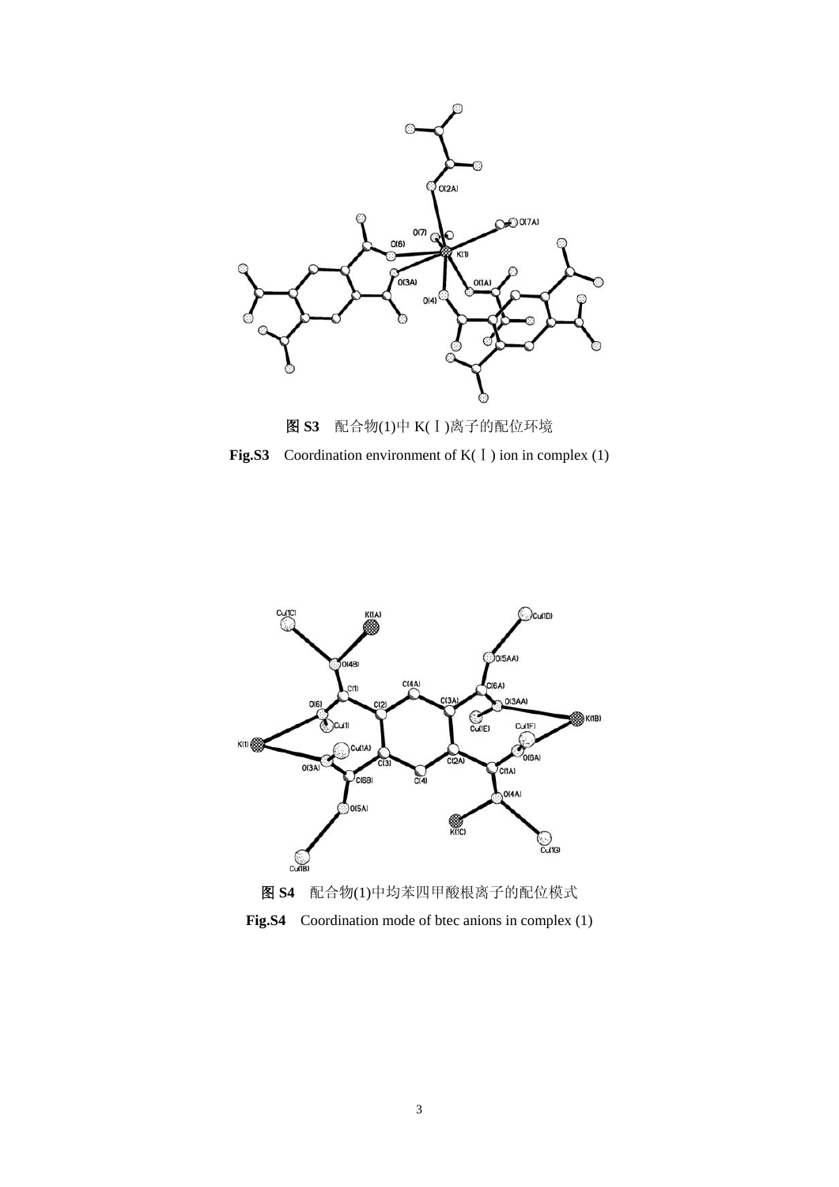**图 S3** 配合物(1)中 K(Ⅰ)离子的配位环境

**Fig.S3** Coordination environment of K(Ⅰ) ion in complex (1)

**图 S4** 配合物(1)中均苯四甲酸根离子的配位模式

**Fig.S4** Coordination mode of btec anions in complex (1)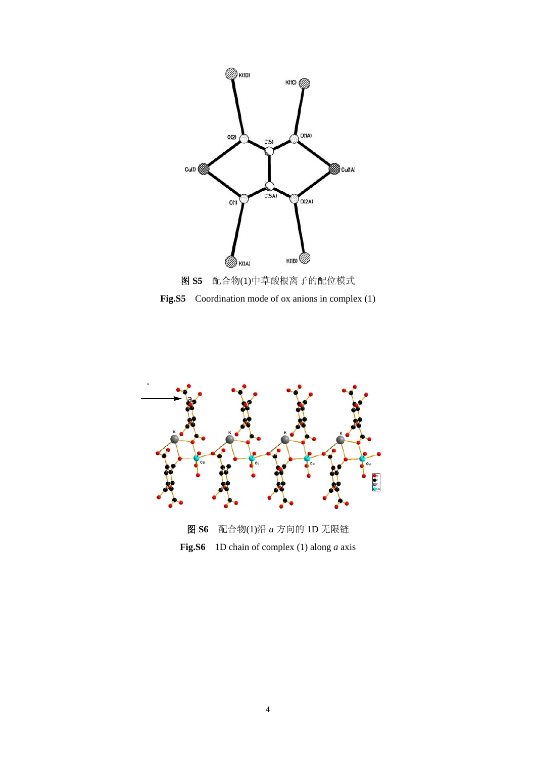**图 S5** 配合物(1)中草酸根离子的配位模式

**Fig.S5** Coordination mode of ox anions in complex (1)

**图 S6** 配合物(1)沿 *a* 方向的 1D 无限链

**Fig.S6** 1D chain of complex (1) along *a* axis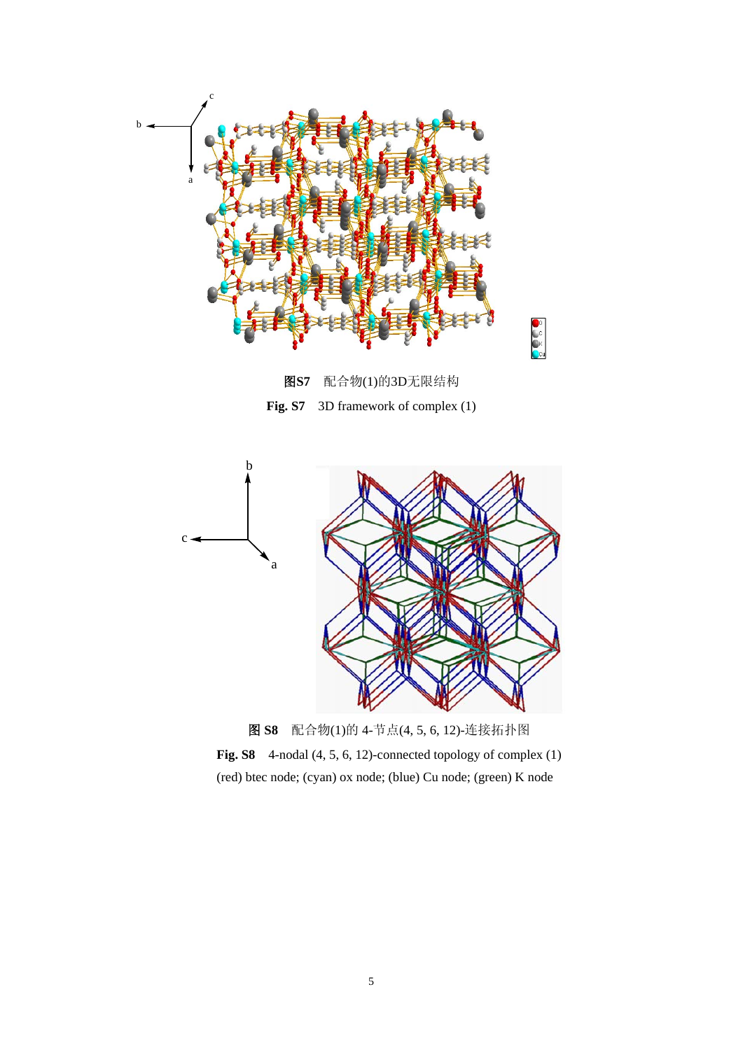**图S7**　配合物(1)的3D无限结构

**Fig. S7**　3D framework of complex (1)

**图 S8**　配合物(1)的 4-节点(4, 5, 6, 12)-连接拓扑图

**Fig. S8**　4-nodal (4, 5, 6, 12)-connected topology of complex (1)

(red) btec node; (cyan) ox node; (blue) Cu node; (green) K node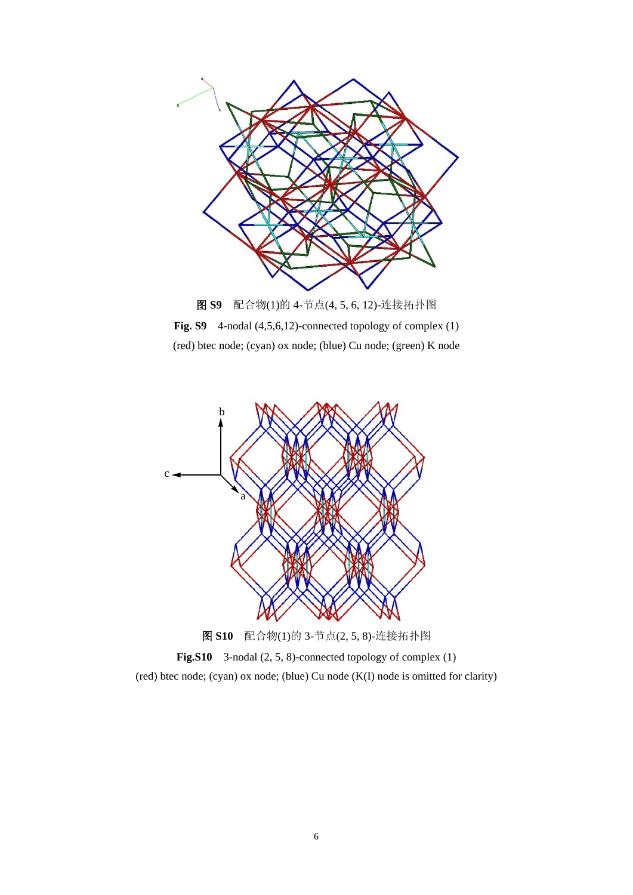**图 S9** 配合物(1)的 4-节点(4, 5, 6, 12)-连接拓扑图

**Fig. S9** 4-nodal (4,5,6,12)-connected topology of complex (1)

(red) btec node; (cyan) ox node; (blue) Cu node; (green) K node

**图 S10** 配合物(1)的 3-节点(2, 5, 8)-连接拓扑图

**Fig.S10** 3-nodal (2, 5, 8)-connected topology of complex (1)

(red) btec node; (cyan) ox node; (blue) Cu node (K(I) node is omitted for clarity)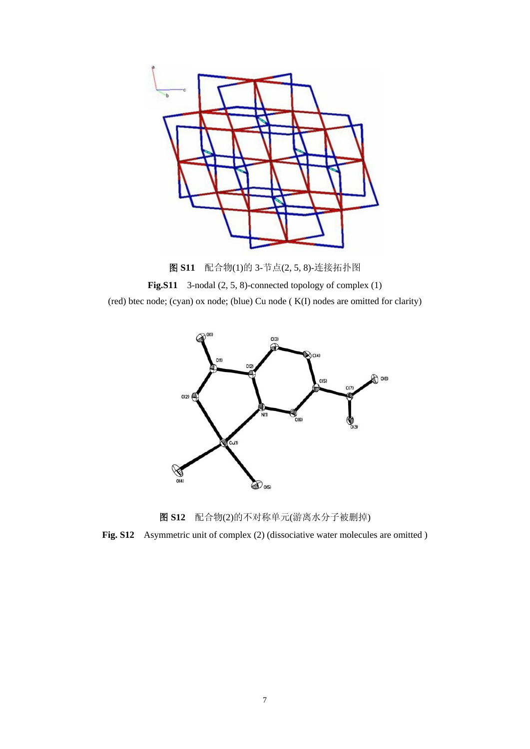**图 S11** 配合物(1)的 3-节点(2, 5, 8)-连接拓扑图

**Fig.S11** 3-nodal (2, 5, 8)-connected topology of complex (1)

(red) btec node; (cyan) ox node; (blue) Cu node ( K(I) nodes are omitted for clarity)

**图 S12** 配合物(2)的不对称单元(游离水分子被删掉)

**Fig. S12** Asymmetric unit of complex (2) (dissociative water molecules are omitted )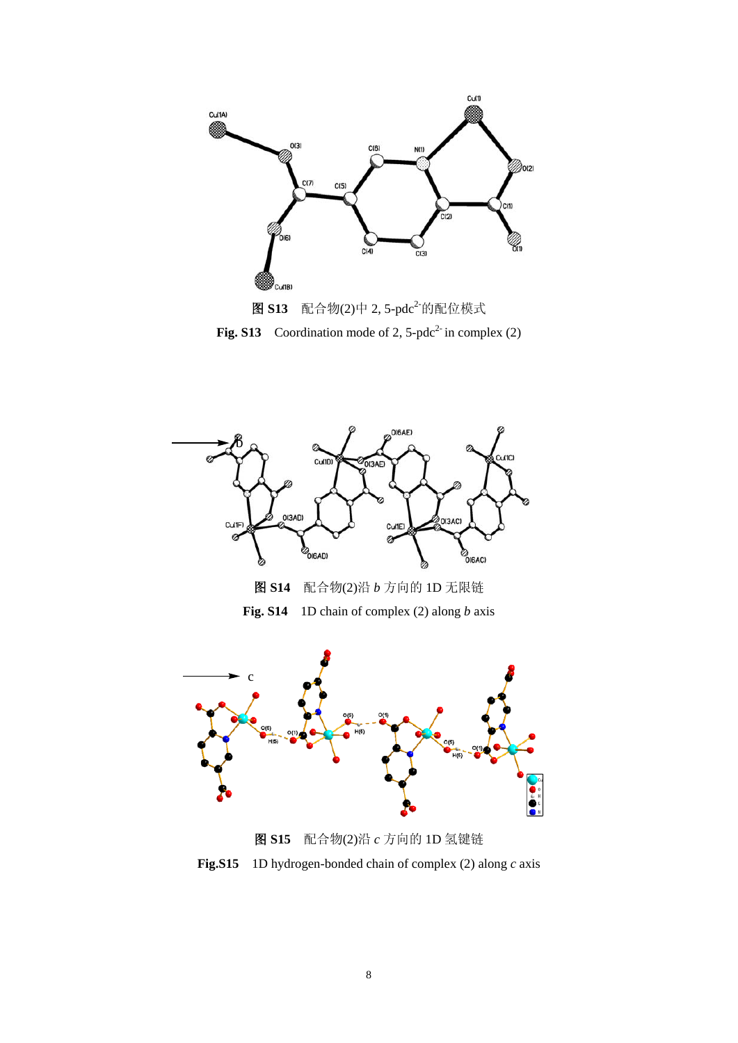图 S13　配合物(2)中 2, 5-pdc$^{2-}$的配位模式

**Fig. S13**　Coordination mode of 2, 5-pdc$^{2-}$ in complex (2)

图 S14　配合物(2)沿 *b* 方向的 1D 无限链

**Fig. S14**　1D chain of complex (2) along *b* axis

图 S15　配合物(2)沿 *c* 方向的 1D 氢键链

**Fig.S15**　1D hydrogen-bonded chain of complex (2) along *c* axis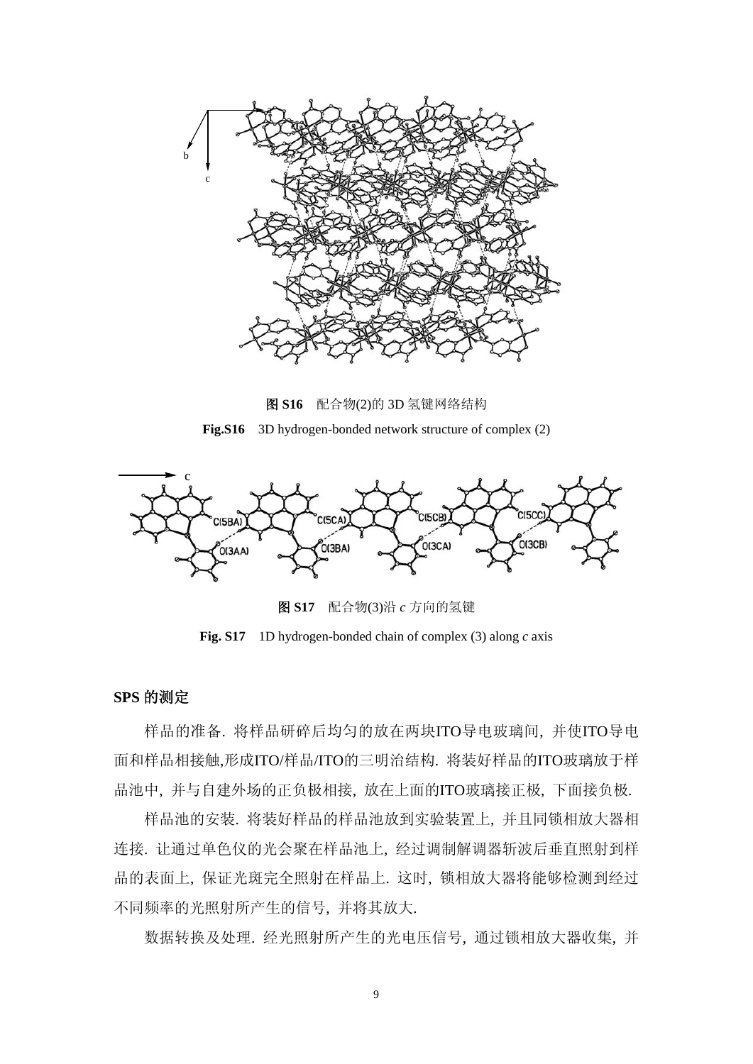**图 S16** 配合物(2)的 3D 氢键网络结构

**Fig.S16** 3D hydrogen-bonded network structure of complex (2)

**图 S17** 配合物(3)沿 *c* 方向的氢键

**Fig. S17** 1D hydrogen-bonded chain of complex (3) along *c* axis

**SPS 的测定**

样品的准备. 将样品研碎后均匀的放在两块ITO导电玻璃间, 并使ITO导电面和样品相接触,形成ITO/样品/ITO的三明治结构. 将装好样品的ITO玻璃放于样品池中, 并与自建外场的正负极相接, 放在上面的ITO玻璃接正极, 下面接负极.

样品池的安装. 将装好样品的样品池放到实验装置上, 并且同锁相放大器相连接. 让通过单色仪的光会聚在样品池上, 经过调制解调器斩波后垂直照射到样品的表面上, 保证光斑完全照射在样品上. 这时, 锁相放大器将能够检测到经过不同频率的光照射所产生的信号, 并将其放大.

数据转换及处理. 经光照射所产生的光电压信号, 通过锁相放大器收集, 并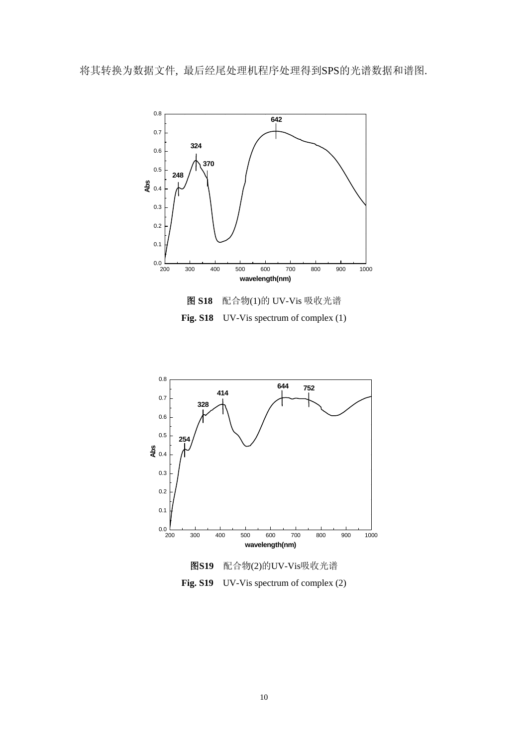将其转换为数据文件, 最后经尾处理机程序处理得到SPS的光谱数据和谱图.

**图 S18** 配合物(1)的 UV-Vis 吸收光谱

**Fig. S18** UV-Vis spectrum of complex (1)

**图S19** 配合物(2)的UV-Vis吸收光谱

**Fig. S19** UV-Vis spectrum of complex (2)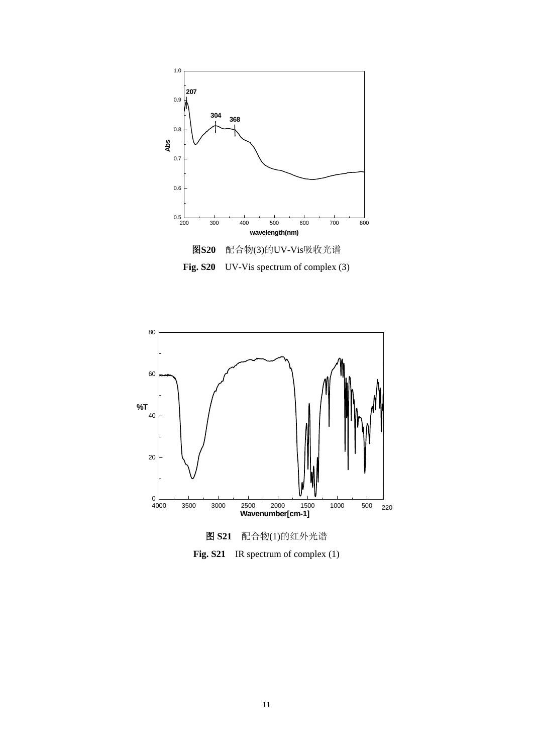**图S20** 配合物(3)的UV-Vis吸收光谱

**Fig. S20** UV-Vis spectrum of complex (3)

**图 S21** 配合物(1)的红外光谱

**Fig. S21** IR spectrum of complex (1)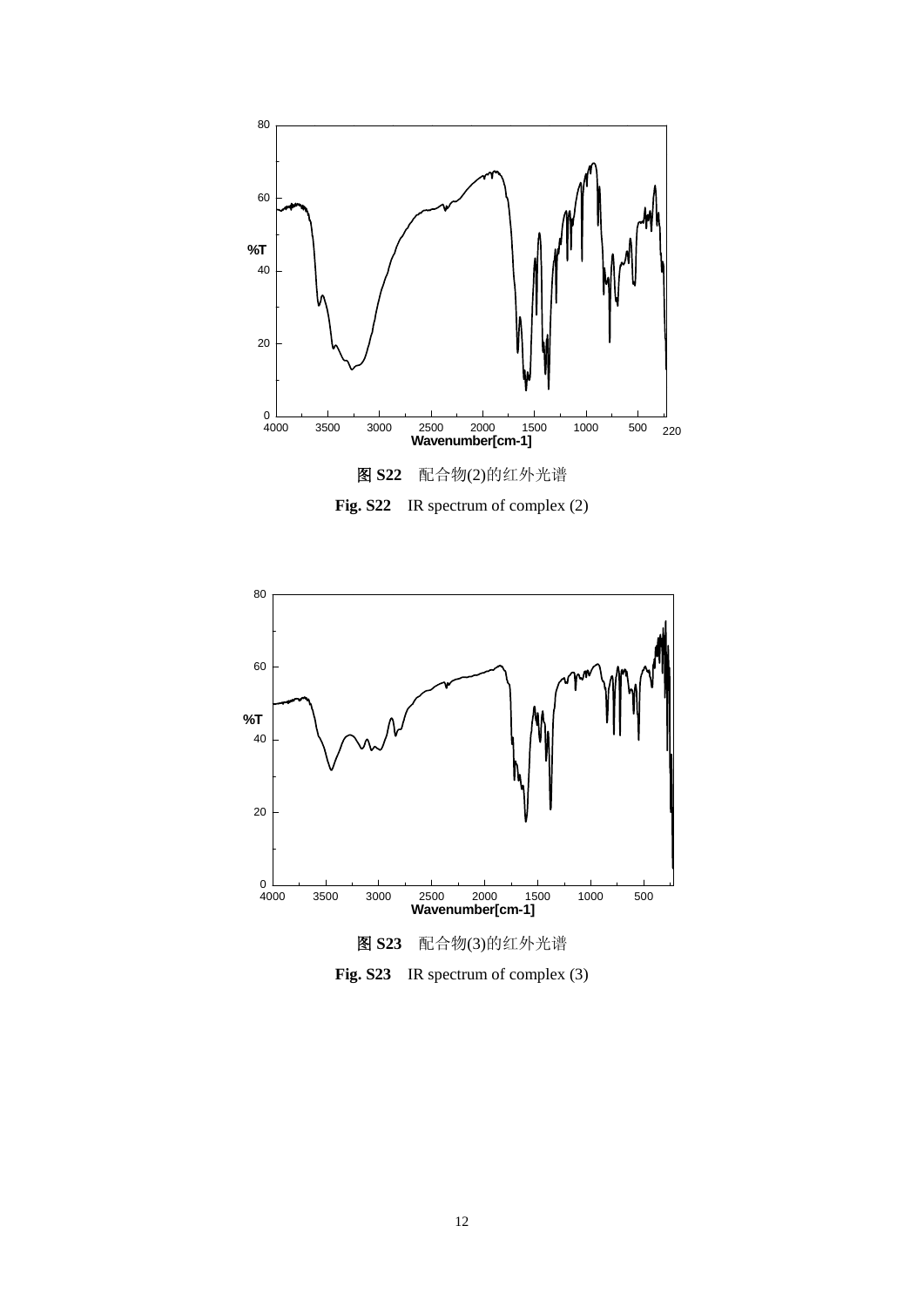80

60

%T

40

20

0

4000 3500 3000 2500 2000 1500 1000 500 220

Wavenumber[cm-1]

图 **S22** 配合物(2)的红外光谱

**Fig. S22** IR spectrum of complex (2)

80

60

%T

40

20

0

4000 3500 3000 2500 2000 1500 1000 500

Wavenumber[cm-1]

图 **S23** 配合物(3)的红外光谱

**Fig. S23** IR spectrum of complex (3)